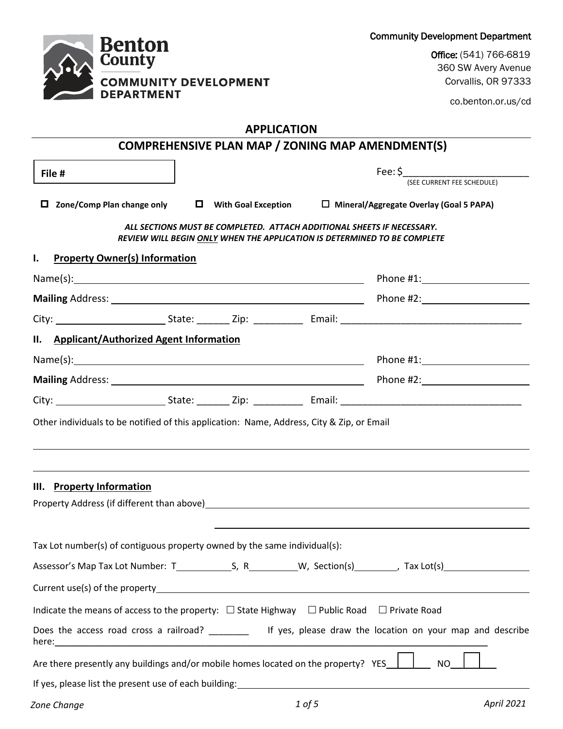Benton County
COMMUNITY DEVELOPMENT DEPARTMENT

Community Development Department

Office: (541) 766-6819
360 SW Avery Avenue
Corvallis, OR 97333

co.benton.or.us/cd

# APPLICATION

## COMPREHENSIVE PLAN MAP / ZONING MAP AMENDMENT(S)

**File #**

Fee: $________________________
(SEE CURRENT FEE SCHEDULE)

☐ **Zone/Comp Plan change only** ☐ **With Goal Exception** ☐ **Mineral/Aggregate Overlay (Goal 5 PAPA)**

***ALL SECTIONS MUST BE COMPLETED. ATTACH ADDITIONAL SHEETS IF NECESSARY.***
***REVIEW WILL BEGIN ONLY WHEN THE APPLICATION IS DETERMINED TO BE COMPLETE***

### I. Property Owner(s) Information

Name(s):______________________________ Phone #1:____________________

**Mailing** Address: ______________________________ Phone #2:____________________

City: ____________________ State: ______ Zip: _________ Email: ________________________________

### II. Applicant/Authorized Agent Information

Name(s):______________________________ Phone #1:____________________

**Mailing** Address: ______________________________ Phone #2:____________________

City: ____________________ State: ______ Zip: _________ Email: ________________________________

Other individuals to be notified of this application: Name, Address, City & Zip, or Email

________________________________________________________________________________

________________________________________________________________________________

### III. Property Information

Property Address (if different than above)________________________________________________

________________________________________________

Tax Lot number(s) of contiguous property owned by the same individual(s):

Assessor's Map Tax Lot Number: T__________S, R_________W, Section(s)________, Tax Lot(s)________________

Current use(s) of the property________________________________________________

Indicate the means of access to the property: ☐ State Highway ☐ Public Road ☐ Private Road

Does the access road cross a railroad? ________ If yes, please draw the location on your map and describe here:________________________________________________

Are there presently any buildings and/or mobile homes located on the property? YES ☐ NO ☐

If yes, please list the present use of each building:________________________________________________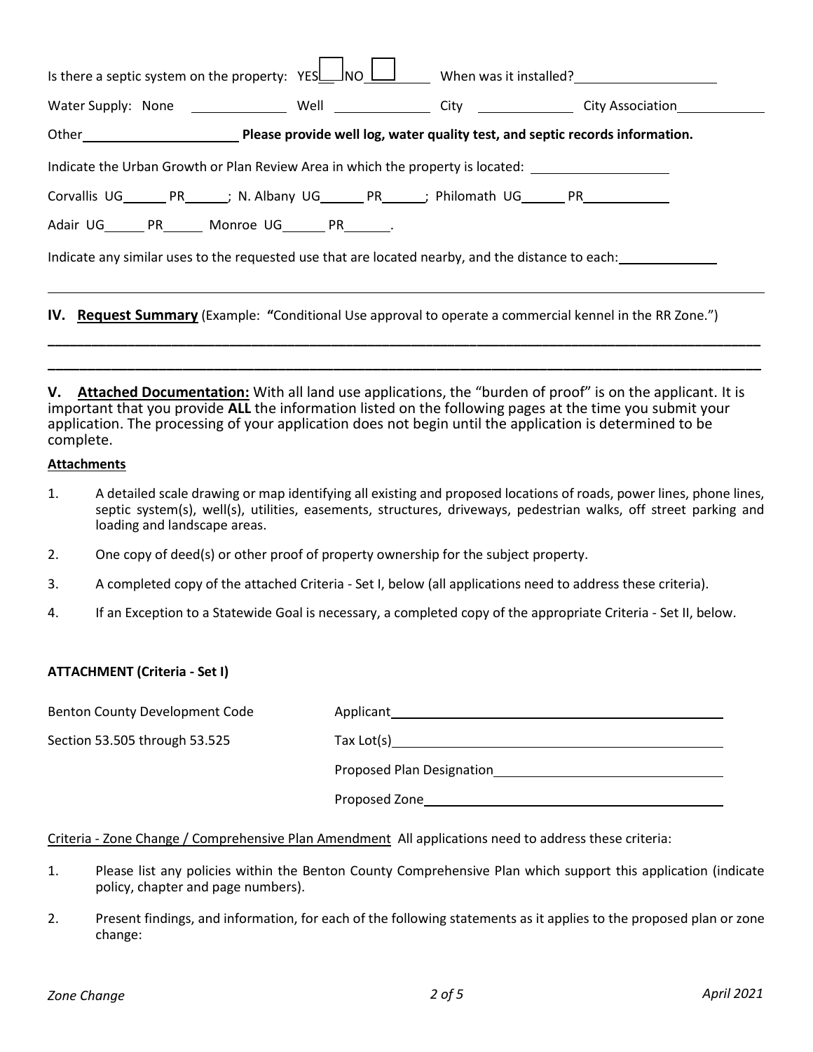Is there a septic system on the property: YES ☐ NO ☐ When was it installed? ____________________

Water Supply: None ______________ Well ______________ City ______________ City Association ____________

Other ______________________ **Please provide well log, water quality test, and septic records information.**

Indicate the Urban Growth or Plan Review Area in which the property is located: ____________________

Corvallis UG______ PR______; N. Albany UG______ PR______; Philomath UG______ PR____________

Adair UG______ PR______ Monroe UG______ PR______.

Indicate any similar uses to the requested use that are located nearby, and the distance to each: ______________

---

**IV. Request Summary** (Example: **"**Conditional Use approval to operate a commercial kennel in the RR Zone.")

____________________________________________________________________________________________

____________________________________________________________________________________________

**V. Attached Documentation:** With all land use applications, the "burden of proof" is on the applicant. It is important that you provide **ALL** the information listed on the following pages at the time you submit your application. The processing of your application does not begin until the application is determined to be complete.

**Attachments**

1. A detailed scale drawing or map identifying all existing and proposed locations of roads, power lines, phone lines, septic system(s), well(s), utilities, easements, structures, driveways, pedestrian walks, off street parking and loading and landscape areas.
2. One copy of deed(s) or other proof of property ownership for the subject property.
3. A completed copy of the attached Criteria - Set I, below (all applications need to address these criteria).
4. If an Exception to a Statewide Goal is necessary, a completed copy of the appropriate Criteria - Set II, below.

**ATTACHMENT (Criteria - Set I)**

Benton County Development Code

Section 53.505 through 53.525

Applicant ______________________________________________

Tax Lot(s) ______________________________________________

Proposed Plan Designation ________________________________

Proposed Zone __________________________________________

Criteria - Zone Change / Comprehensive Plan Amendment All applications need to address these criteria:

1. Please list any policies within the Benton County Comprehensive Plan which support this application (indicate policy, chapter and page numbers).
2. Present findings, and information, for each of the following statements as it applies to the proposed plan or zone change: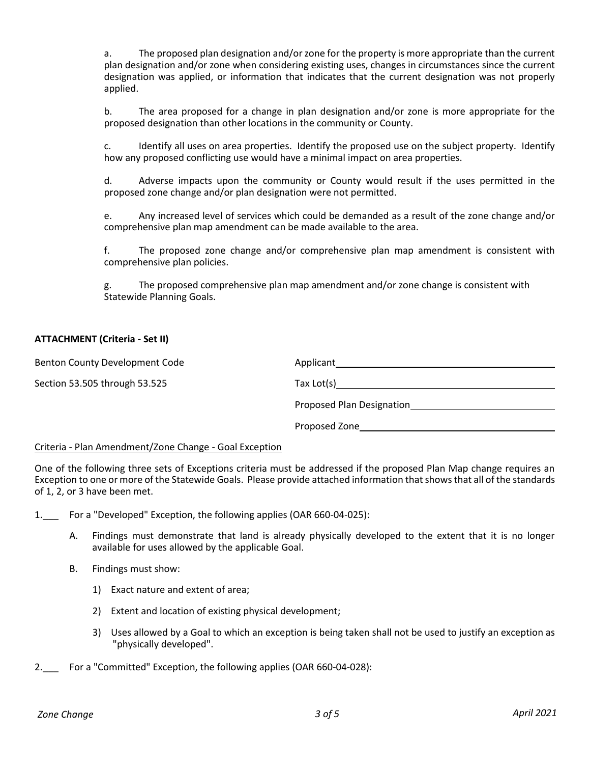a. The proposed plan designation and/or zone for the property is more appropriate than the current plan designation and/or zone when considering existing uses, changes in circumstances since the current designation was applied, or information that indicates that the current designation was not properly applied.

b. The area proposed for a change in plan designation and/or zone is more appropriate for the proposed designation than other locations in the community or County.

c. Identify all uses on area properties. Identify the proposed use on the subject property. Identify how any proposed conflicting use would have a minimal impact on area properties.

d. Adverse impacts upon the community or County would result if the uses permitted in the proposed zone change and/or plan designation were not permitted.

e. Any increased level of services which could be demanded as a result of the zone change and/or comprehensive plan map amendment can be made available to the area.

f. The proposed zone change and/or comprehensive plan map amendment is consistent with comprehensive plan policies.

g. The proposed comprehensive plan map amendment and/or zone change is consistent with Statewide Planning Goals.

**ATTACHMENT (Criteria - Set II)**

Benton County Development Code

Section 53.505 through 53.525

Applicant\_\_\_\_\_\_\_\_\_\_\_\_\_\_\_\_\_\_\_\_

Tax Lot(s)\_\_\_\_\_\_\_\_\_\_\_\_\_\_\_\_\_\_\_\_

Proposed Plan Designation\_\_\_\_\_\_\_\_\_\_\_\_\_\_\_\_\_\_\_\_

Proposed Zone\_\_\_\_\_\_\_\_\_\_\_\_\_\_\_\_\_\_\_\_

Criteria - Plan Amendment/Zone Change - Goal Exception

One of the following three sets of Exceptions criteria must be addressed if the proposed Plan Map change requires an Exception to one or more of the Statewide Goals. Please provide attached information that shows that all of the standards of 1, 2, or 3 have been met.

1.\_\_\_ For a "Developed" Exception, the following applies (OAR 660-04-025):

   A. Findings must demonstrate that land is already physically developed to the extent that it is no longer available for uses allowed by the applicable Goal.

   B. Findings must show:

      1) Exact nature and extent of area;

      2) Extent and location of existing physical development;

      3) Uses allowed by a Goal to which an exception is being taken shall not be used to justify an exception as "physically developed".

2.\_\_\_ For a "Committed" Exception, the following applies (OAR 660-04-028):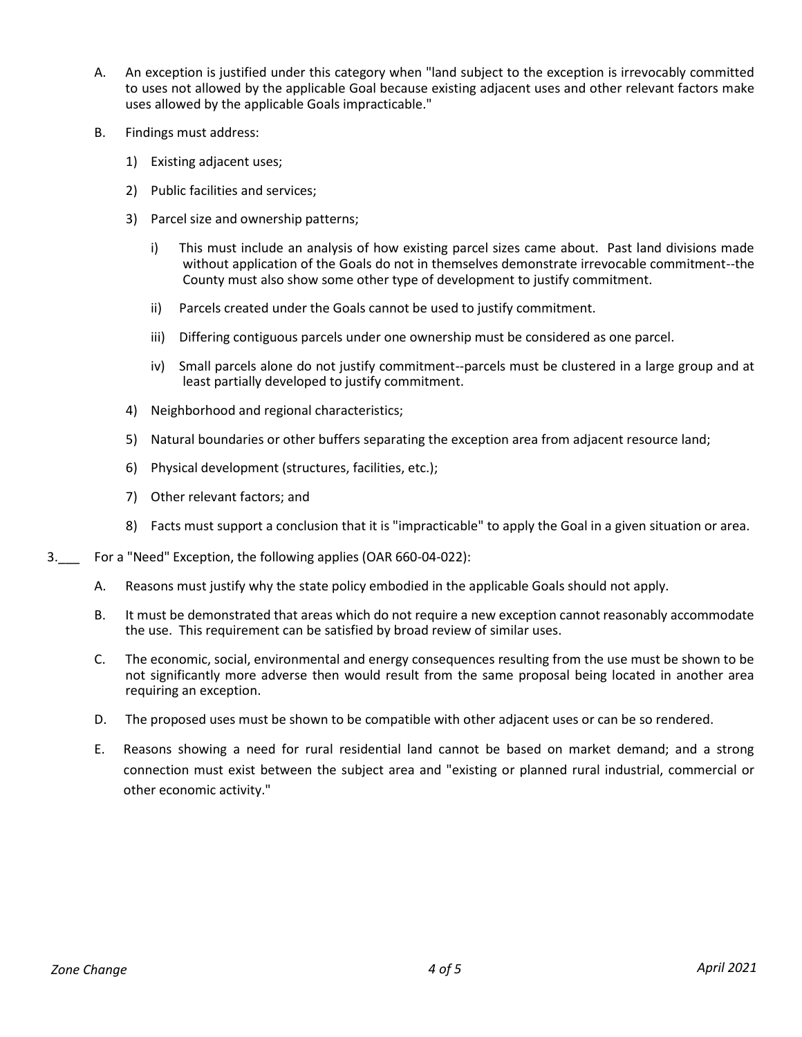A. An exception is justified under this category when "land subject to the exception is irrevocably committed to uses not allowed by the applicable Goal because existing adjacent uses and other relevant factors make uses allowed by the applicable Goals impracticable."

B. Findings must address:

   1) Existing adjacent uses;

   2) Public facilities and services;

   3) Parcel size and ownership patterns;

      i) This must include an analysis of how existing parcel sizes came about. Past land divisions made without application of the Goals do not in themselves demonstrate irrevocable commitment--the County must also show some other type of development to justify commitment.

      ii) Parcels created under the Goals cannot be used to justify commitment.

      iii) Differing contiguous parcels under one ownership must be considered as one parcel.

      iv) Small parcels alone do not justify commitment--parcels must be clustered in a large group and at least partially developed to justify commitment.

   4) Neighborhood and regional characteristics;

   5) Natural boundaries or other buffers separating the exception area from adjacent resource land;

   6) Physical development (structures, facilities, etc.);

   7) Other relevant factors; and

   8) Facts must support a conclusion that it is "impracticable" to apply the Goal in a given situation or area.

3.___ For a "Need" Exception, the following applies (OAR 660-04-022):

A. Reasons must justify why the state policy embodied in the applicable Goals should not apply.

B. It must be demonstrated that areas which do not require a new exception cannot reasonably accommodate the use. This requirement can be satisfied by broad review of similar uses.

C. The economic, social, environmental and energy consequences resulting from the use must be shown to be not significantly more adverse then would result from the same proposal being located in another area requiring an exception.

D. The proposed uses must be shown to be compatible with other adjacent uses or can be so rendered.

E. Reasons showing a need for rural residential land cannot be based on market demand; and a strong connection must exist between the subject area and "existing or planned rural industrial, commercial or other economic activity."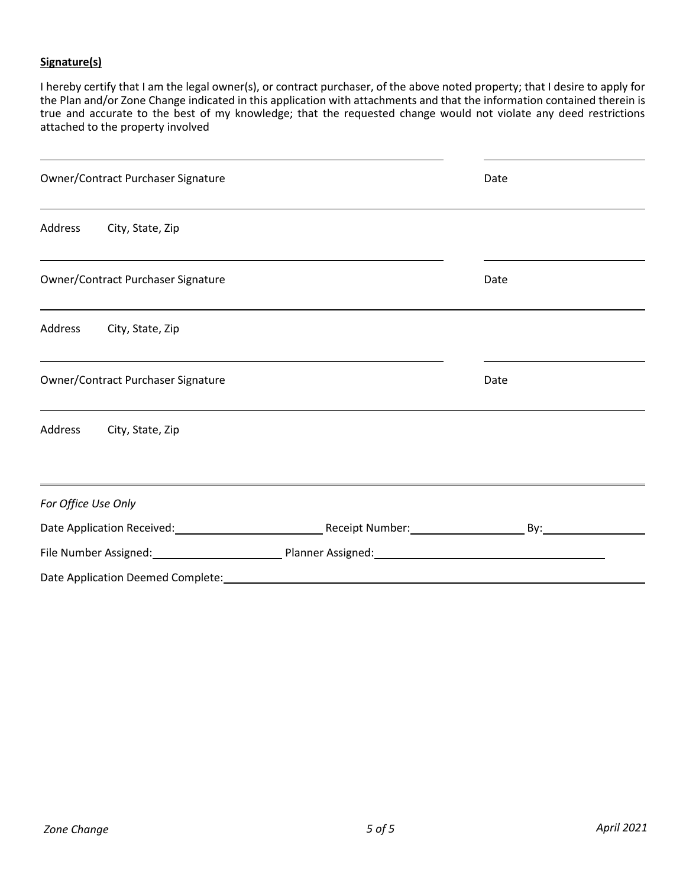**Signature(s)**

I hereby certify that I am the legal owner(s), or contract purchaser, of the above noted property; that I desire to apply for the Plan and/or Zone Change indicated in this application with attachments and that the information contained therein is true and accurate to the best of my knowledge; that the requested change would not violate any deed restrictions attached to the property involved

\_\_\_\_\_\_\_\_\_\_\_\_\_\_\_\_\_\_\_\_\_\_\_\_\_\_\_\_\_\_\_\_\_\_\_\_\_\_\_\_ \_\_\_\_\_\_\_\_\_\_\_\_\_\_\_\_\_\_\_\_

Owner/Contract Purchaser Signature  Date

\_\_\_\_\_\_\_\_\_\_\_\_\_\_\_\_\_\_\_\_\_\_\_\_\_\_\_\_\_\_\_\_\_\_\_\_\_\_\_\_\_\_\_\_\_\_\_\_\_\_\_\_\_\_\_\_\_\_

Address  City, State, Zip

\_\_\_\_\_\_\_\_\_\_\_\_\_\_\_\_\_\_\_\_\_\_\_\_\_\_\_\_\_\_\_\_\_\_\_\_\_\_\_\_ \_\_\_\_\_\_\_\_\_\_\_\_\_\_\_\_\_\_\_\_

Owner/Contract Purchaser Signature  Date

\_\_\_\_\_\_\_\_\_\_\_\_\_\_\_\_\_\_\_\_\_\_\_\_\_\_\_\_\_\_\_\_\_\_\_\_\_\_\_\_\_\_\_\_\_\_\_\_\_\_\_\_\_\_\_\_\_\_

Address  City, State, Zip

\_\_\_\_\_\_\_\_\_\_\_\_\_\_\_\_\_\_\_\_\_\_\_\_\_\_\_\_\_\_\_\_\_\_\_\_\_\_\_\_ \_\_\_\_\_\_\_\_\_\_\_\_\_\_\_\_\_\_\_\_

Owner/Contract Purchaser Signature  Date

\_\_\_\_\_\_\_\_\_\_\_\_\_\_\_\_\_\_\_\_\_\_\_\_\_\_\_\_\_\_\_\_\_\_\_\_\_\_\_\_\_\_\_\_\_\_\_\_\_\_\_\_\_\_\_\_\_\_

Address  City, State, Zip

---

*For Office Use Only*

Date Application Received: \_\_\_\_\_\_\_\_\_\_\_\_\_\_\_\_ Receipt Number: \_\_\_\_\_\_\_\_\_\_\_\_ By: \_\_\_\_\_\_\_\_\_\_\_\_

File Number Assigned: \_\_\_\_\_\_\_\_\_\_\_\_\_\_ Planner Assigned: \_\_\_\_\_\_\_\_\_\_\_\_\_\_\_\_\_\_\_\_\_\_\_\_

Date Application Deemed Complete: \_\_\_\_\_\_\_\_\_\_\_\_\_\_\_\_\_\_\_\_\_\_\_\_\_\_\_\_\_\_\_\_\_\_\_\_\_\_\_\_